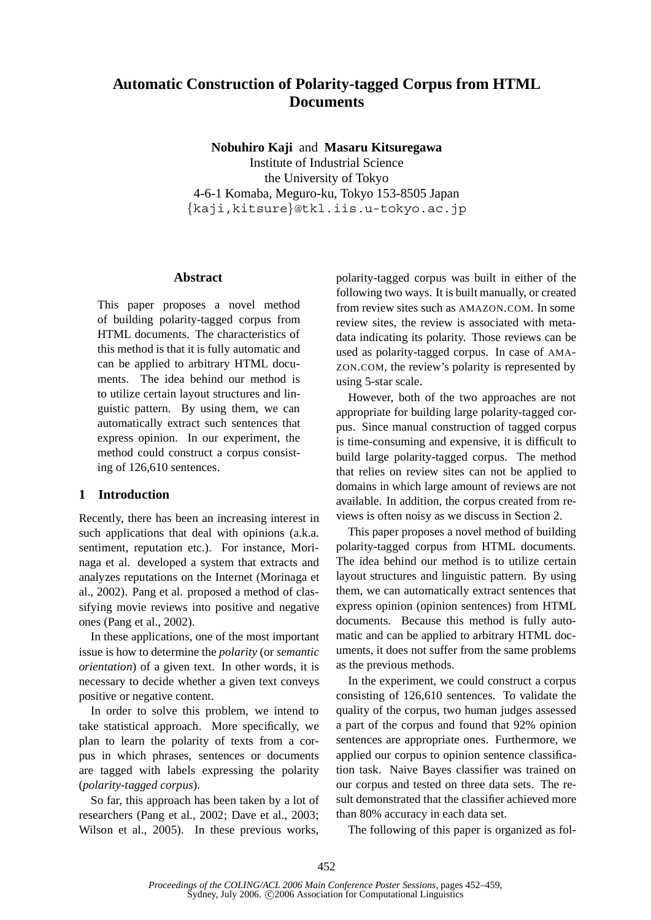# Automatic Construction of Polarity-tagged Corpus from HTML Documents

**Nobuhiro Kaji** and **Masaru Kitsuregawa**
Institute of Industrial Science
the University of Tokyo
4-6-1 Komaba, Meguro-ku, Tokyo 153-8505 Japan
{kaji,kitsure}@tkl.iis.u-tokyo.ac.jp

## Abstract

This paper proposes a novel method of building polarity-tagged corpus from HTML documents. The characteristics of this method is that it is fully automatic and can be applied to arbitrary HTML documents. The idea behind our method is to utilize certain layout structures and linguistic pattern. By using them, we can automatically extract such sentences that express opinion. In our experiment, the method could construct a corpus consisting of 126,610 sentences.

## 1 Introduction

Recently, there has been an increasing interest in such applications that deal with opinions (a.k.a. sentiment, reputation etc.). For instance, Morinaga et al. developed a system that extracts and analyzes reputations on the Internet (Morinaga et al., 2002). Pang et al. proposed a method of classifying movie reviews into positive and negative ones (Pang et al., 2002).

In these applications, one of the most important issue is how to determine the *polarity* (or *semantic orientation*) of a given text. In other words, it is necessary to decide whether a given text conveys positive or negative content.

In order to solve this problem, we intend to take statistical approach. More specifically, we plan to learn the polarity of texts from a corpus in which phrases, sentences or documents are tagged with labels expressing the polarity (*polarity-tagged corpus*).

So far, this approach has been taken by a lot of researchers (Pang et al., 2002; Dave et al., 2003; Wilson et al., 2005). In these previous works, polarity-tagged corpus was built in either of the following two ways. It is built manually, or created from review sites such as AMAZON.COM. In some review sites, the review is associated with metadata indicating its polarity. Those reviews can be used as polarity-tagged corpus. In case of AMAZON.COM, the review's polarity is represented by using 5-star scale.

However, both of the two approaches are not appropriate for building large polarity-tagged corpus. Since manual construction of tagged corpus is time-consuming and expensive, it is difficult to build large polarity-tagged corpus. The method that relies on review sites can not be applied to domains in which large amount of reviews are not available. In addition, the corpus created from reviews is often noisy as we discuss in Section 2.

This paper proposes a novel method of building polarity-tagged corpus from HTML documents. The idea behind our method is to utilize certain layout structures and linguistic pattern. By using them, we can automatically extract sentences that express opinion (opinion sentences) from HTML documents. Because this method is fully automatic and can be applied to arbitrary HTML documents, it does not suffer from the same problems as the previous methods.

In the experiment, we could construct a corpus consisting of 126,610 sentences. To validate the quality of the corpus, two human judges assessed a part of the corpus and found that 92% opinion sentences are appropriate ones. Furthermore, we applied our corpus to opinion sentence classification task. Naive Bayes classifier was trained on our corpus and tested on three data sets. The result demonstrated that the classifier achieved more than 80% accuracy in each data set.

The following of this paper is organized as fol-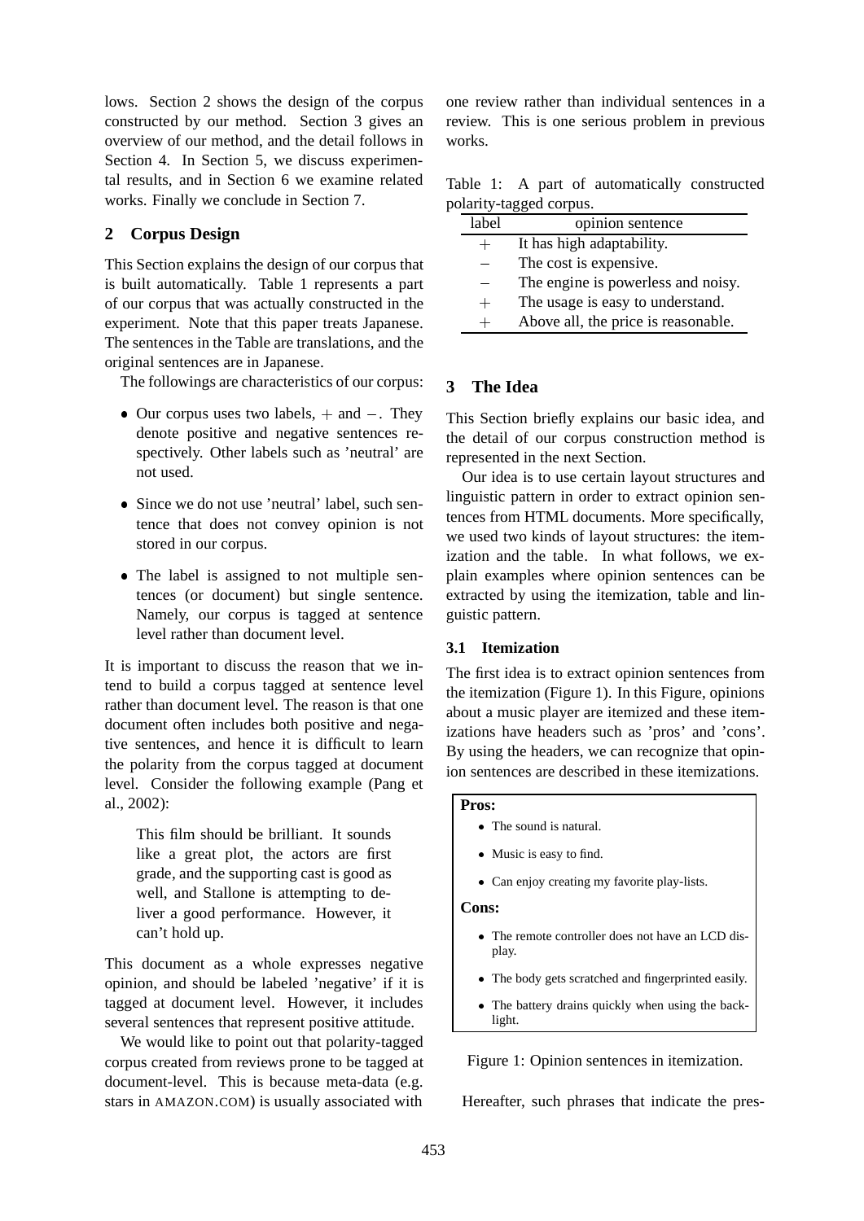lows. Section 2 shows the design of the corpus constructed by our method. Section 3 gives an overview of our method, and the detail follows in Section 4. In Section 5, we discuss experimental results, and in Section 6 we examine related works. Finally we conclude in Section 7.

## 2 Corpus Design

This Section explains the design of our corpus that is built automatically. Table 1 represents a part of our corpus that was actually constructed in the experiment. Note that this paper treats Japanese. The sentences in the Table are translations, and the original sentences are in Japanese.

The followings are characteristics of our corpus:

- Our corpus uses two labels, $+$ and $-$. They denote positive and negative sentences respectively. Other labels such as 'neutral' are not used.
- Since we do not use 'neutral' label, such sentence that does not convey opinion is not stored in our corpus.
- The label is assigned to not multiple sentences (or document) but single sentence. Namely, our corpus is tagged at sentence level rather than document level.

It is important to discuss the reason that we intend to build a corpus tagged at sentence level rather than document level. The reason is that one document often includes both positive and negative sentences, and hence it is difficult to learn the polarity from the corpus tagged at document level. Consider the following example (Pang et al., 2002):

> This film should be brilliant. It sounds like a great plot, the actors are first grade, and the supporting cast is good as well, and Stallone is attempting to deliver a good performance. However, it can't hold up.

This document as a whole expresses negative opinion, and should be labeled 'negative' if it is tagged at document level. However, it includes several sentences that represent positive attitude.

We would like to point out that polarity-tagged corpus created from reviews prone to be tagged at document-level. This is because meta-data (e.g. stars in AMAZON.COM) is usually associated with one review rather than individual sentences in a review. This is one serious problem in previous works.

Table 1: A part of automatically constructed polarity-tagged corpus.

| label | opinion sentence |
|---|---|
| $+$ | It has high adaptability. |
| $-$ | The cost is expensive. |
| $-$ | The engine is powerless and noisy. |
| $+$ | The usage is easy to understand. |
| $+$ | Above all, the price is reasonable. |

## 3 The Idea

This Section briefly explains our basic idea, and the detail of our corpus construction method is represented in the next Section.

Our idea is to use certain layout structures and linguistic pattern in order to extract opinion sentences from HTML documents. More specifically, we used two kinds of layout structures: the itemization and the table. In what follows, we explain examples where opinion sentences can be extracted by using the itemization, table and linguistic pattern.

### 3.1 Itemization

The first idea is to extract opinion sentences from the itemization (Figure 1). In this Figure, opinions about a music player are itemized and these itemizations have headers such as 'pros' and 'cons'. By using the headers, we can recognize that opinion sentences are described in these itemizations.

**Pros:**

- The sound is natural.
- Music is easy to find.
- Can enjoy creating my favorite play-lists.

**Cons:**

- The remote controller does not have an LCD display.
- The body gets scratched and fingerprinted easily.
- The battery drains quickly when using the backlight.

Figure 1: Opinion sentences in itemization.

Hereafter, such phrases that indicate the pres-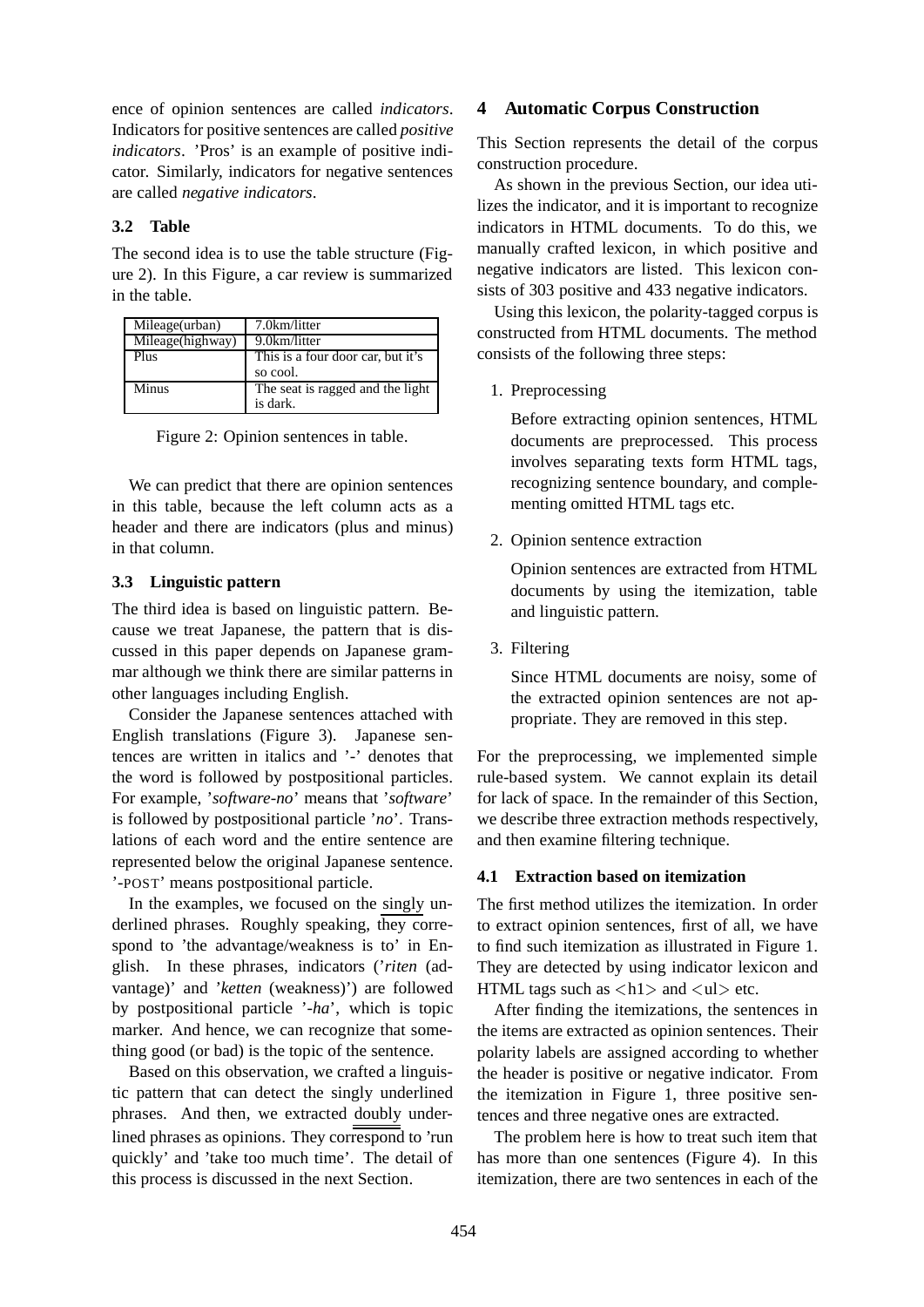ence of opinion sentences are called *indicators*. Indicators for positive sentences are called *positive indicators*. 'Pros' is an example of positive indicator. Similarly, indicators for negative sentences are called *negative indicators*.

### 3.2 Table

The second idea is to use the table structure (Figure 2). In this Figure, a car review is summarized in the table.

| Mileage(urban) | 7.0km/litter |
|---|---|
| Mileage(highway) | 9.0km/litter |
| Plus | This is a four door car, but it's so cool. |
| Minus | The seat is ragged and the light is dark. |

Figure 2: Opinion sentences in table.

We can predict that there are opinion sentences in this table, because the left column acts as a header and there are indicators (plus and minus) in that column.

### 3.3 Linguistic pattern

The third idea is based on linguistic pattern. Because we treat Japanese, the pattern that is discussed in this paper depends on Japanese grammar although we think there are similar patterns in other languages including English.

Consider the Japanese sentences attached with English translations (Figure 3). Japanese sentences are written in italics and '-' denotes that the word is followed by postpositional particles. For example, '*software-no*' means that '*software*' is followed by postpositional particle '*no*'. Translations of each word and the entire sentence are represented below the original Japanese sentence. '-POST' means postpositional particle.

In the examples, we focused on the singly underlined phrases. Roughly speaking, they correspond to 'the advantage/weakness is to' in English. In these phrases, indicators ('*riten* (advantage)' and '*ketten* (weakness)') are followed by postpositional particle '*-ha*', which is topic marker. And hence, we can recognize that something good (or bad) is the topic of the sentence.

Based on this observation, we crafted a linguistic pattern that can detect the singly underlined phrases. And then, we extracted doubly underlined phrases as opinions. They correspond to 'run quickly' and 'take too much time'. The detail of this process is discussed in the next Section.

## 4 Automatic Corpus Construction

This Section represents the detail of the corpus construction procedure.

As shown in the previous Section, our idea utilizes the indicator, and it is important to recognize indicators in HTML documents. To do this, we manually crafted lexicon, in which positive and negative indicators are listed. This lexicon consists of 303 positive and 433 negative indicators.

Using this lexicon, the polarity-tagged corpus is constructed from HTML documents. The method consists of the following three steps:

1. Preprocessing

   Before extracting opinion sentences, HTML documents are preprocessed. This process involves separating texts form HTML tags, recognizing sentence boundary, and complementing omitted HTML tags etc.

2. Opinion sentence extraction

   Opinion sentences are extracted from HTML documents by using the itemization, table and linguistic pattern.

3. Filtering

   Since HTML documents are noisy, some of the extracted opinion sentences are not appropriate. They are removed in this step.

For the preprocessing, we implemented simple rule-based system. We cannot explain its detail for lack of space. In the remainder of this Section, we describe three extraction methods respectively, and then examine filtering technique.

### 4.1 Extraction based on itemization

The first method utilizes the itemization. In order to extract opinion sentences, first of all, we have to find such itemization as illustrated in Figure 1. They are detected by using indicator lexicon and HTML tags such as <h1> and <ul> etc.

After finding the itemizations, the sentences in the items are extracted as opinion sentences. Their polarity labels are assigned according to whether the header is positive or negative indicator. From the itemization in Figure 1, three positive sentences and three negative ones are extracted.

The problem here is how to treat such item that has more than one sentences (Figure 4). In this itemization, there are two sentences in each of the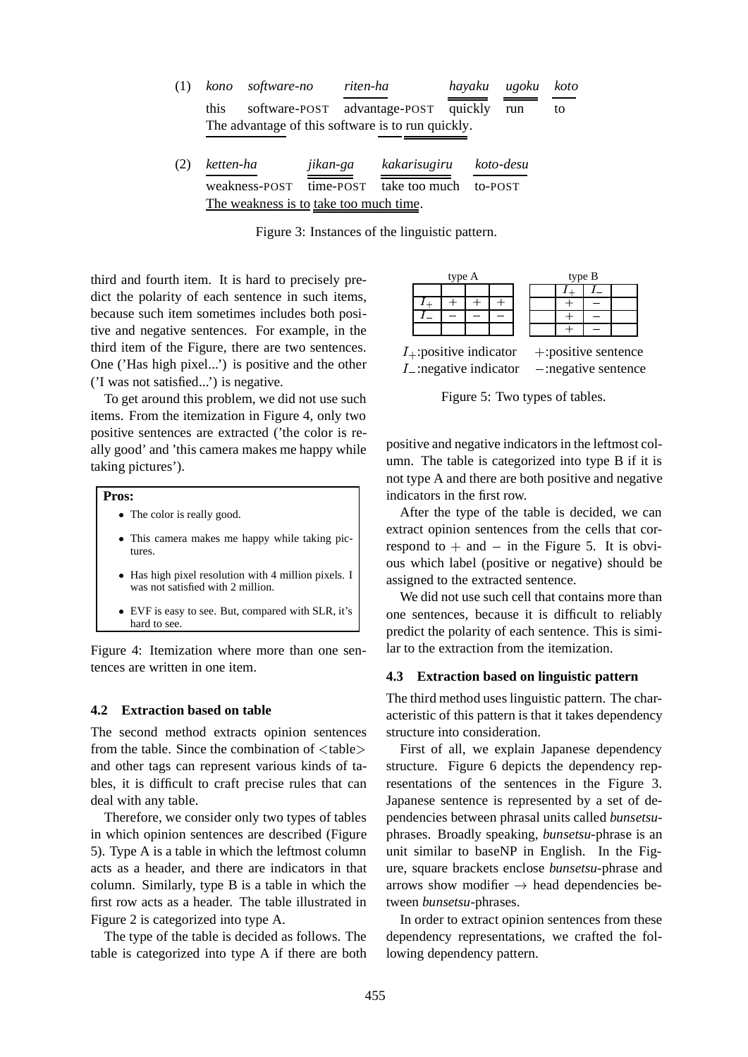(1) *kono* *software-no* *riten-ha* *hayaku* *ugoku* *koto*
this software-POST advantage-POST quickly run to
The advantage of this software is to run quickly.

(2) *ketten-ha* *jikan-ga* *kakarisugiru* *koto-desu*
weakness-POST time-POST take too much to-POST
The weakness is to take too much time.

Figure 3: Instances of the linguistic pattern.

third and fourth item. It is hard to precisely predict the polarity of each sentence in such items, because such item sometimes includes both positive and negative sentences. For example, in the third item of the Figure, there are two sentences. One ('Has high pixel...') is positive and the other ('I was not satisfied...') is negative.

To get around this problem, we did not use such items. From the itemization in Figure 4, only two positive sentences are extracted ('the color is really good' and 'this camera makes me happy while taking pictures').

**Pros:**

- The color is really good.
- This camera makes me happy while taking pictures.
- Has high pixel resolution with 4 million pixels. I was not satisfied with 2 million.
- EVF is easy to see. But, compared with SLR, it's hard to see.

Figure 4: Itemization where more than one sentences are written in one item.

### 4.2 Extraction based on table

The second method extracts opinion sentences from the table. Since the combination of <table> and other tags can represent various kinds of tables, it is difficult to craft precise rules that can deal with any table.

Therefore, we consider only two types of tables in which opinion sentences are described (Figure 5). Type A is a table in which the leftmost column acts as a header, and there are indicators in that column. Similarly, type B is a table in which the first row acts as a header. The table illustrated in Figure 2 is categorized into type A.

The type of the table is decided as follows. The table is categorized into type A if there are both positive and negative indicators in the leftmost column. The table is categorized into type B if it is not type A and there are both positive and negative indicators in the first row.

type A

| | | | |
|---|---|---|---|
| | | | |
| $I_+$ | $+$ | $+$ | $+$ |
| $I_-$ | $-$ | $-$ | $-$ |
| | | | |

type B

| | | | |
|---|---|---|---|
| | $I_+$ | $I_-$ | |
| | $+$ | $-$ | |
| | $+$ | $-$ | |
| | $+$ | $-$ | |

$I_+$:positive indicator $+$:positive sentence
$I_-$:negative indicator $-$:negative sentence

Figure 5: Two types of tables.

After the type of the table is decided, we can extract opinion sentences from the cells that correspond to $+$ and $-$ in the Figure 5. It is obvious which label (positive or negative) should be assigned to the extracted sentence.

We did not use such cell that contains more than one sentences, because it is difficult to reliably predict the polarity of each sentence. This is similar to the extraction from the itemization.

### 4.3 Extraction based on linguistic pattern

The third method uses linguistic pattern. The characteristic of this pattern is that it takes dependency structure into consideration.

First of all, we explain Japanese dependency structure. Figure 6 depicts the dependency representations of the sentences in the Figure 3. Japanese sentence is represented by a set of dependencies between phrasal units called *bunsetsu*-phrases. Broadly speaking, *bunsetsu*-phrase is an unit similar to baseNP in English. In the Figure, square brackets enclose *bunsetsu*-phrase and arrows show modifier $\rightarrow$ head dependencies between *bunsetsu*-phrases.

In order to extract opinion sentences from these dependency representations, we crafted the following dependency pattern.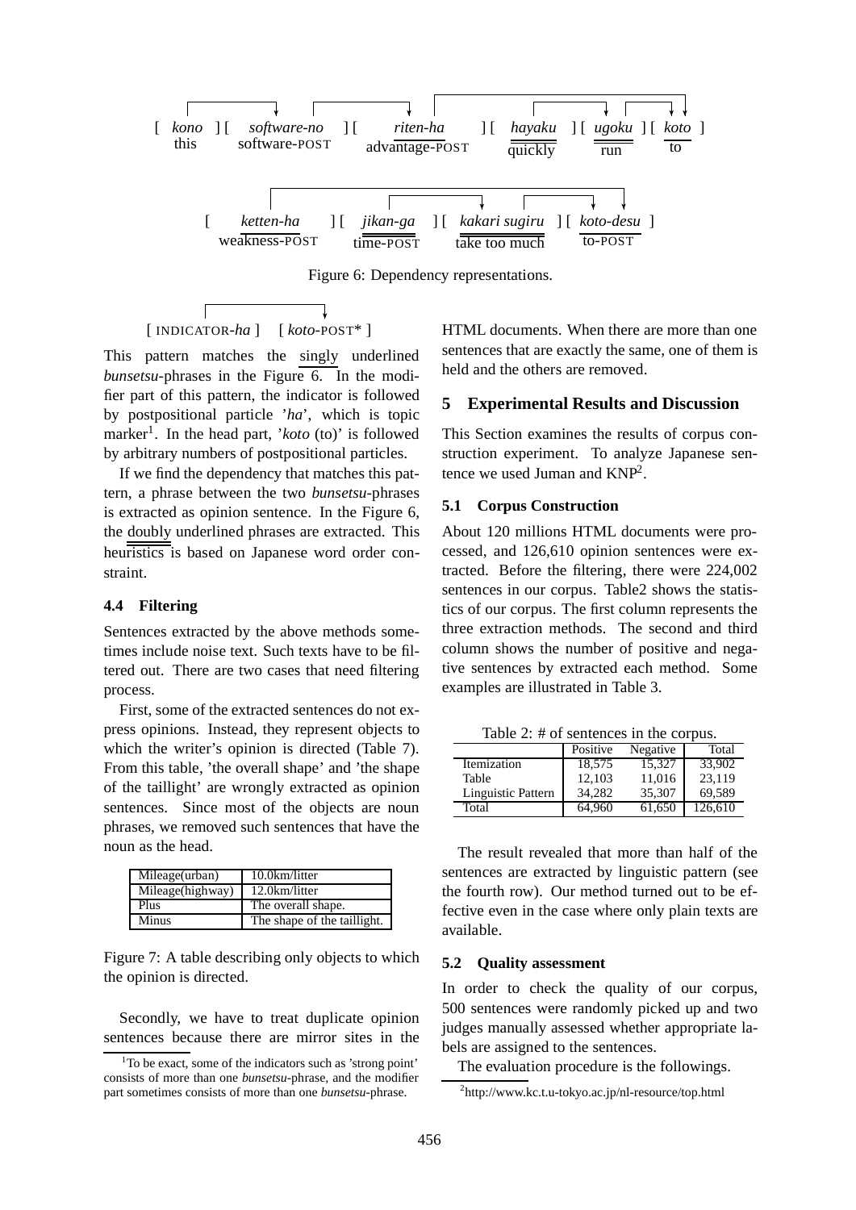[ *kono* ][ *software-no* ][ *riten-ha* ][ *hayaku* ][ *ugoku* ][ *koto* ]
this software-POST advantage-POST quickly run to

[ *ketten-ha* ][ *jikan-ga* ][ *kakari sugiru* ][ *koto-desu* ]
weakness-POST time-POST take too much to-POST

Figure 6: Dependency representations.

[ INDICATOR-*ha* ] [ *koto*-POST* ]

This pattern matches the singly underlined *bunsetsu*-phrases in the Figure 6. In the modifier part of this pattern, the indicator is followed by postpositional particle '*ha*', which is topic marker[1]. In the head part, '*koto* (to)' is followed by arbitrary numbers of postpositional particles.

If we find the dependency that matches this pattern, a phrase between the two *bunsetsu*-phrases is extracted as opinion sentence. In the Figure 6, the doubly underlined phrases are extracted. This heuristics is based on Japanese word order constraint.

### 4.4 Filtering

Sentences extracted by the above methods sometimes include noise text. Such texts have to be filtered out. There are two cases that need filtering process.

First, some of the extracted sentences do not express opinions. Instead, they represent objects to which the writer's opinion is directed (Table 7). From this table, 'the overall shape' and 'the shape of the taillight' are wrongly extracted as opinion sentences. Since most of the objects are noun phrases, we removed such sentences that have the noun as the head.

| Mileage(urban) | 10.0km/litter |
|---|---|
| Mileage(highway) | 12.0km/litter |
| Plus | The overall shape. |
| Minus | The shape of the taillight. |

Figure 7: A table describing only objects to which the opinion is directed.

Secondly, we have to treat duplicate opinion sentences because there are mirror sites in the HTML documents. When there are more than one sentences that are exactly the same, one of them is held and the others are removed.

## 5 Experimental Results and Discussion

This Section examines the results of corpus construction experiment. To analyze Japanese sentence we used Juman and KNP[2].

### 5.1 Corpus Construction

About 120 millions HTML documents were processed, and 126,610 opinion sentences were extracted. Before the filtering, there were 224,002 sentences in our corpus. Table2 shows the statistics of our corpus. The first column represents the three extraction methods. The second and third column shows the number of positive and negative sentences by extracted each method. Some examples are illustrated in Table 3.

Table 2: # of sentences in the corpus.

| | Positive | Negative | Total |
|---|---|---|---|
| Itemization | 18,575 | 15,327 | 33,902 |
| Table | 12,103 | 11,016 | 23,119 |
| Linguistic Pattern | 34,282 | 35,307 | 69,589 |
| Total | 64,960 | 61,650 | 126,610 |

The result revealed that more than half of the sentences are extracted by linguistic pattern (see the fourth row). Our method turned out to be effective even in the case where only plain texts are available.

### 5.2 Quality assessment

In order to check the quality of our corpus, 500 sentences were randomly picked up and two judges manually assessed whether appropriate labels are assigned to the sentences.

The evaluation procedure is the followings.

[1]To be exact, some of the indicators such as 'strong point' consists of more than one *bunsetsu*-phrase, and the modifier part sometimes consists of more than one *bunsetsu*-phrase.

[2]http://www.kc.t.u-tokyo.ac.jp/nl-resource/top.html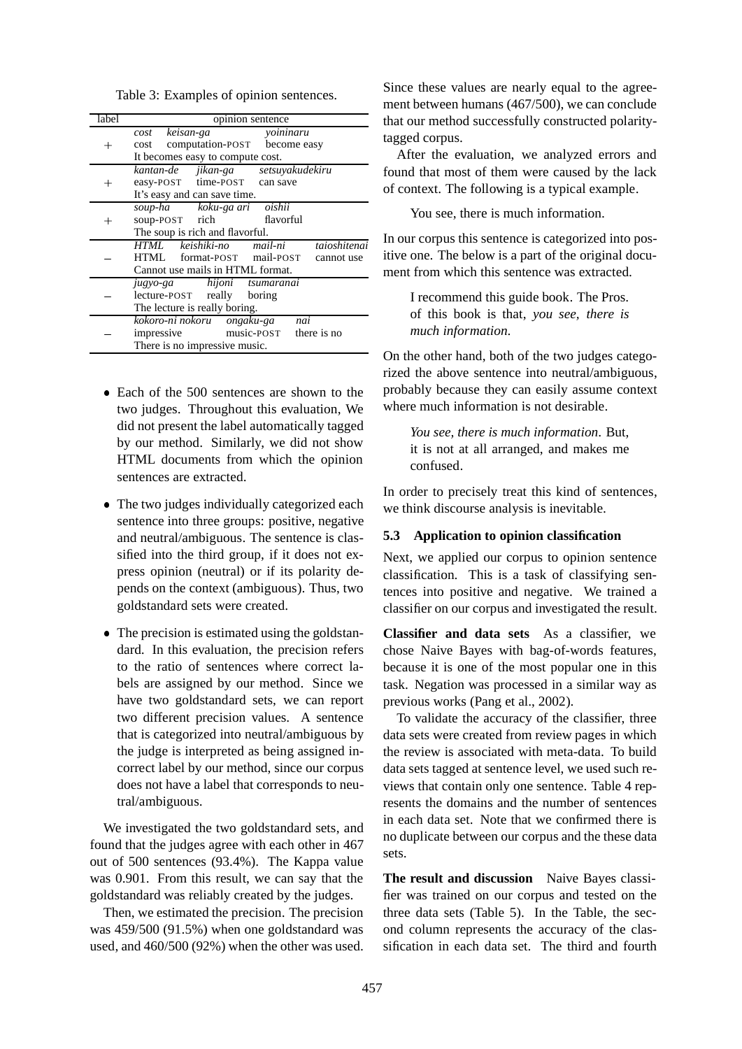Table 3: Examples of opinion sentences.

| label | opinion sentence |
|---|---|
| + | *cost keisan-ga yoininaru*<br>cost computation-POST become easy<br>It becomes easy to compute cost. |
| + | *kantan-de jikan-ga setsuyakudekiru*<br>easy-POST time-POST can save<br>It's easy and can save time. |
| + | *soup-ha koku-ga ari oishii*<br>soup-POST rich flavorful<br>The soup is rich and flavorful. |
| − | *HTML keishiki-no mail-ni taioshitenai*<br>HTML format-POST mail-POST cannot use<br>Cannot use mails in HTML format. |
| − | *jugyo-ga hijoni tsumaranai*<br>lecture-POST really boring<br>The lecture is really boring. |
| − | *kokoro-ni nokoru ongaku-ga nai*<br>impressive music-POST there is no<br>There is no impressive music. |

- Each of the 500 sentences are shown to the two judges. Throughout this evaluation, We did not present the label automatically tagged by our method. Similarly, we did not show HTML documents from which the opinion sentences are extracted.
- The two judges individually categorized each sentence into three groups: positive, negative and neutral/ambiguous. The sentence is classified into the third group, if it does not express opinion (neutral) or if its polarity depends on the context (ambiguous). Thus, two goldstandard sets were created.
- The precision is estimated using the goldstandard. In this evaluation, the precision refers to the ratio of sentences where correct labels are assigned by our method. Since we have two goldstandard sets, we can report two different precision values. A sentence that is categorized into neutral/ambiguous by the judge is interpreted as being assigned incorrect label by our method, since our corpus does not have a label that corresponds to neutral/ambiguous.

We investigated the two goldstandard sets, and found that the judges agree with each other in 467 out of 500 sentences (93.4%). The Kappa value was 0.901. From this result, we can say that the goldstandard was reliably created by the judges.

Then, we estimated the precision. The precision was 459/500 (91.5%) when one goldstandard was used, and 460/500 (92%) when the other was used. Since these values are nearly equal to the agreement between humans (467/500), we can conclude that our method successfully constructed polarity-tagged corpus.

After the evaluation, we analyzed errors and found that most of them were caused by the lack of context. The following is a typical example.

> You see, there is much information.

In our corpus this sentence is categorized into positive one. The below is a part of the original document from which this sentence was extracted.

> I recommend this guide book. The Pros. of this book is that, *you see, there is much information.*

On the other hand, both of the two judges categorized the above sentence into neutral/ambiguous, probably because they can easily assume context where much information is not desirable.

> *You see, there is much information.* But, it is not at all arranged, and makes me confused.

In order to precisely treat this kind of sentences, we think discourse analysis is inevitable.

### 5.3 Application to opinion classification

Next, we applied our corpus to opinion sentence classification. This is a task of classifying sentences into positive and negative. We trained a classifier on our corpus and investigated the result.

**Classifier and data sets** As a classifier, we chose Naive Bayes with bag-of-words features, because it is one of the most popular one in this task. Negation was processed in a similar way as previous works (Pang et al., 2002).

To validate the accuracy of the classifier, three data sets were created from review pages in which the review is associated with meta-data. To build data sets tagged at sentence level, we used such reviews that contain only one sentence. Table 4 represents the domains and the number of sentences in each data set. Note that we confirmed there is no duplicate between our corpus and the these data sets.

**The result and discussion** Naive Bayes classifier was trained on our corpus and tested on the three data sets (Table 5). In the Table, the second column represents the accuracy of the classification in each data set. The third and fourth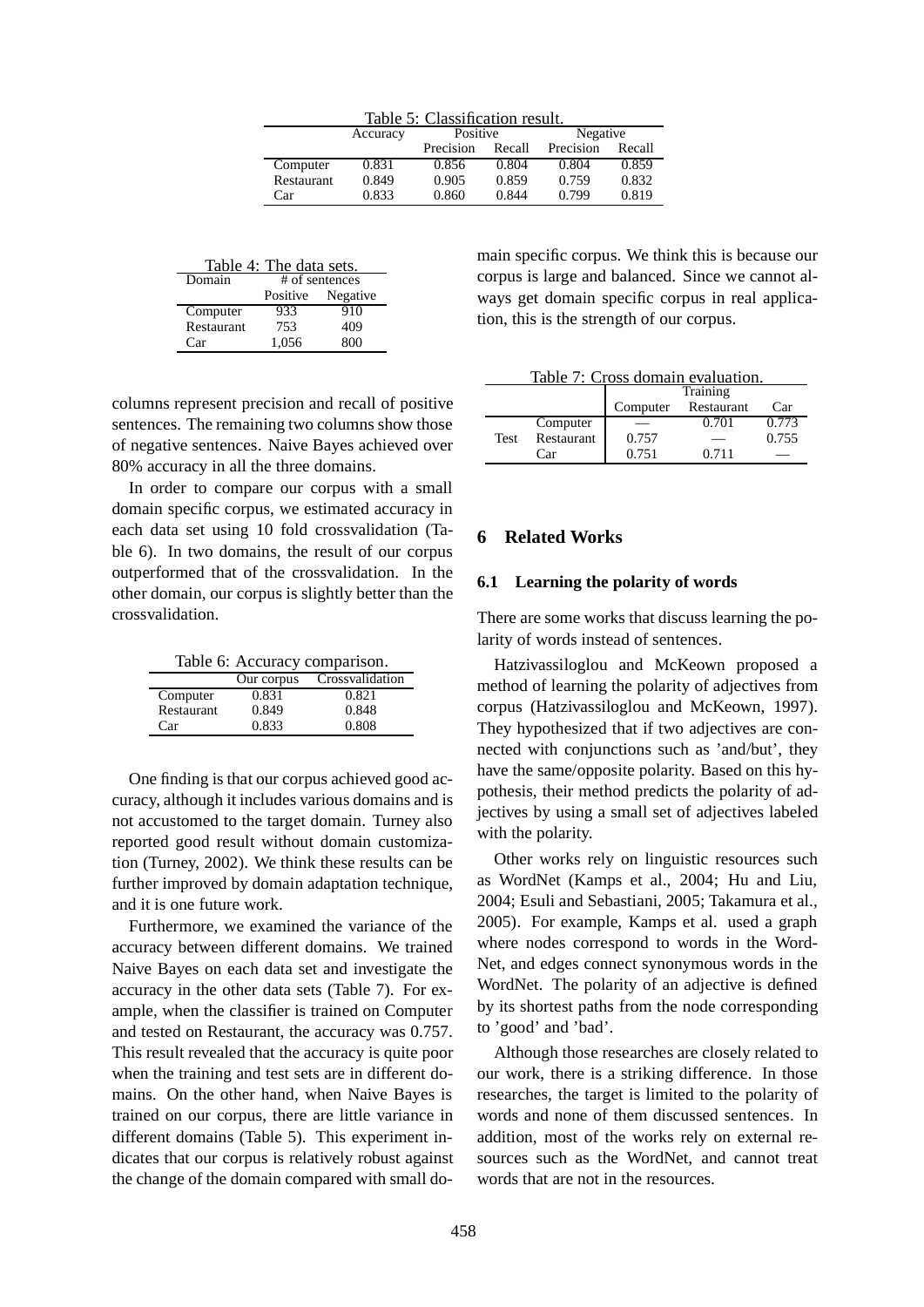Table 5: Classification result.

| | Accuracy | Positive | | Negative | |
|---|---|---|---|---|---|
| | | Precision | Recall | Precision | Recall |
| Computer | 0.831 | 0.856 | 0.804 | 0.804 | 0.859 |
| Restaurant | 0.849 | 0.905 | 0.859 | 0.759 | 0.832 |
| Car | 0.833 | 0.860 | 0.844 | 0.799 | 0.819 |

Table 4: The data sets.

| Domain | # of sentences | |
|---|---|---|
| | Positive | Negative |
| Computer | 933 | 910 |
| Restaurant | 753 | 409 |
| Car | 1,056 | 800 |

columns represent precision and recall of positive sentences. The remaining two columns show those of negative sentences. Naive Bayes achieved over 80% accuracy in all the three domains.

In order to compare our corpus with a small domain specific corpus, we estimated accuracy in each data set using 10 fold crossvalidation (Table 6). In two domains, the result of our corpus outperformed that of the crossvalidation. In the other domain, our corpus is slightly better than the crossvalidation.

Table 6: Accuracy comparison.

| | Our corpus | Crossvalidation |
|---|---|---|
| Computer | 0.831 | 0.821 |
| Restaurant | 0.849 | 0.848 |
| Car | 0.833 | 0.808 |

One finding is that our corpus achieved good accuracy, although it includes various domains and is not accustomed to the target domain. Turney also reported good result without domain customization (Turney, 2002). We think these results can be further improved by domain adaptation technique, and it is one future work.

Furthermore, we examined the variance of the accuracy between different domains. We trained Naive Bayes on each data set and investigate the accuracy in the other data sets (Table 7). For example, when the classifier is trained on Computer and tested on Restaurant, the accuracy was 0.757. This result revealed that the accuracy is quite poor when the training and test sets are in different domains. On the other hand, when Naive Bayes is trained on our corpus, there are little variance in different domains (Table 5). This experiment indicates that our corpus is relatively robust against the change of the domain compared with small domain specific corpus. We think this is because our corpus is large and balanced. Since we cannot always get domain specific corpus in real application, this is the strength of our corpus.

Table 7: Cross domain evaluation.

| | | Training | | |
|---|---|---|---|---|
| | | Computer | Restaurant | Car |
| Test | Computer | — | 0.701 | 0.773 |
| | Restaurant | 0.757 | — | 0.755 |
| | Car | 0.751 | 0.711 | — |

## 6 Related Works

### 6.1 Learning the polarity of words

There are some works that discuss learning the polarity of words instead of sentences.

Hatzivassiloglou and McKeown proposed a method of learning the polarity of adjectives from corpus (Hatzivassiloglou and McKeown, 1997). They hypothesized that if two adjectives are connected with conjunctions such as 'and/but', they have the same/opposite polarity. Based on this hypothesis, their method predicts the polarity of adjectives by using a small set of adjectives labeled with the polarity.

Other works rely on linguistic resources such as WordNet (Kamps et al., 2004; Hu and Liu, 2004; Esuli and Sebastiani, 2005; Takamura et al., 2005). For example, Kamps et al. used a graph where nodes correspond to words in the WordNet, and edges connect synonymous words in the WordNet. The polarity of an adjective is defined by its shortest paths from the node corresponding to 'good' and 'bad'.

Although those researches are closely related to our work, there is a striking difference. In those researches, the target is limited to the polarity of words and none of them discussed sentences. In addition, most of the works rely on external resources such as the WordNet, and cannot treat words that are not in the resources.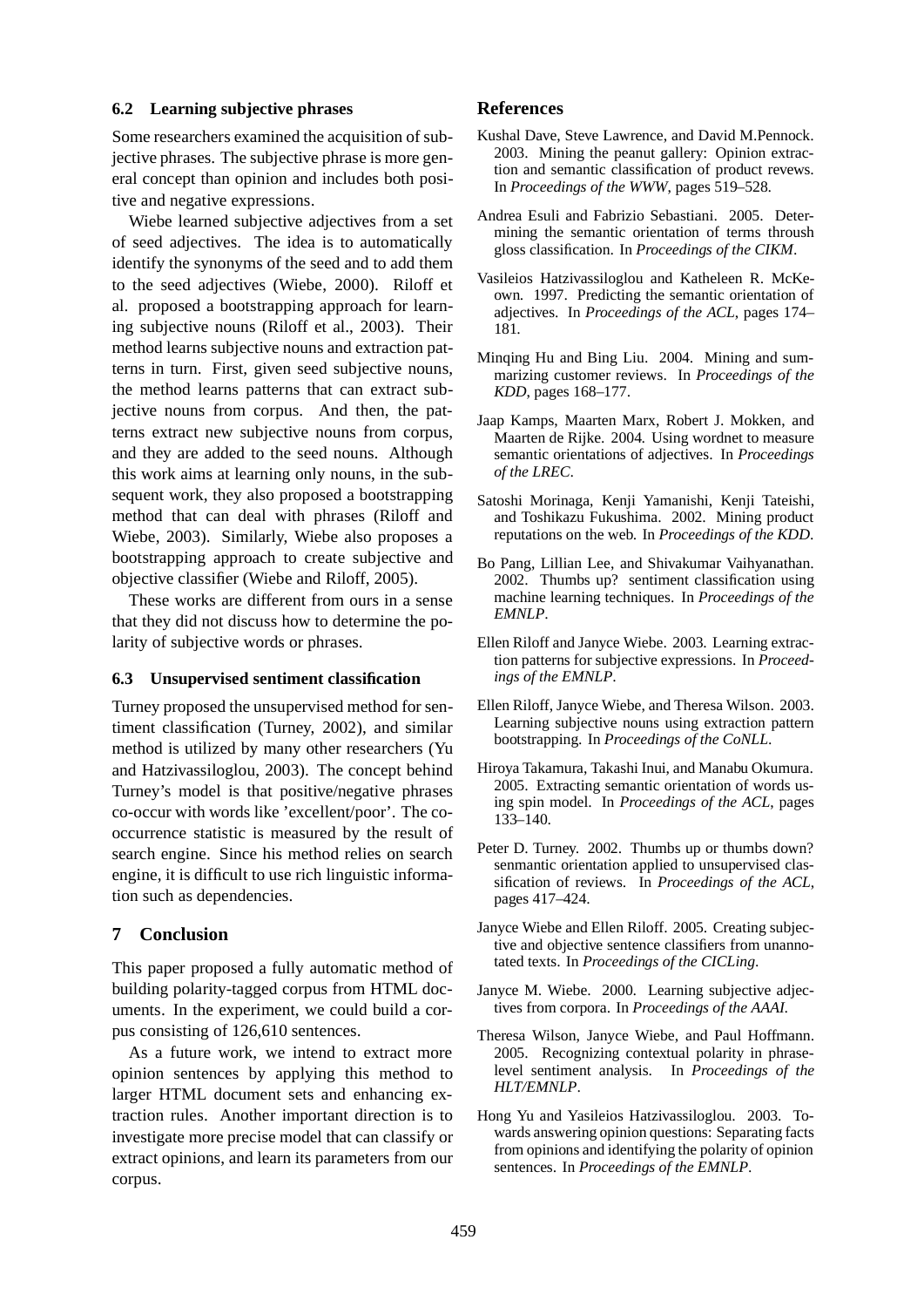### 6.2 Learning subjective phrases

Some researchers examined the acquisition of subjective phrases. The subjective phrase is more general concept than opinion and includes both positive and negative expressions.

Wiebe learned subjective adjectives from a set of seed adjectives. The idea is to automatically identify the synonyms of the seed and to add them to the seed adjectives (Wiebe, 2000). Riloff et al. proposed a bootstrapping approach for learning subjective nouns (Riloff et al., 2003). Their method learns subjective nouns and extraction patterns in turn. First, given seed subjective nouns, the method learns patterns that can extract subjective nouns from corpus. And then, the patterns extract new subjective nouns from corpus, and they are added to the seed nouns. Although this work aims at learning only nouns, in the subsequent work, they also proposed a bootstrapping method that can deal with phrases (Riloff and Wiebe, 2003). Similarly, Wiebe also proposes a bootstrapping approach to create subjective and objective classifier (Wiebe and Riloff, 2005).

These works are different from ours in a sense that they did not discuss how to determine the polarity of subjective words or phrases.

### 6.3 Unsupervised sentiment classification

Turney proposed the unsupervised method for sentiment classification (Turney, 2002), and similar method is utilized by many other researchers (Yu and Hatzivassiloglou, 2003). The concept behind Turney's model is that positive/negative phrases co-occur with words like 'excellent/poor'. The co-occurrence statistic is measured by the result of search engine. Since his method relies on search engine, it is difficult to use rich linguistic information such as dependencies.

## 7 Conclusion

This paper proposed a fully automatic method of building polarity-tagged corpus from HTML documents. In the experiment, we could build a corpus consisting of 126,610 sentences.

As a future work, we intend to extract more opinion sentences by applying this method to larger HTML document sets and enhancing extraction rules. Another important direction is to investigate more precise model that can classify or extract opinions, and learn its parameters from our corpus.

## References

Kushal Dave, Steve Lawrence, and David M.Pennock. 2003. Mining the peanut gallery: Opinion extraction and semantic classification of product revews. In *Proceedings of the WWW*, pages 519–528.

Andrea Esuli and Fabrizio Sebastiani. 2005. Determining the semantic orientation of terms throush gloss classification. In *Proceedings of the CIKM*.

Vasileios Hatzivassiloglou and Katheleen R. McKeown. 1997. Predicting the semantic orientation of adjectives. In *Proceedings of the ACL*, pages 174–181.

Minqing Hu and Bing Liu. 2004. Mining and summarizing customer reviews. In *Proceedings of the KDD*, pages 168–177.

Jaap Kamps, Maarten Marx, Robert J. Mokken, and Maarten de Rijke. 2004. Using wordnet to measure semantic orientations of adjectives. In *Proceedings of the LREC*.

Satoshi Morinaga, Kenji Yamanishi, Kenji Tateishi, and Toshikazu Fukushima. 2002. Mining product reputations on the web. In *Proceedings of the KDD*.

Bo Pang, Lillian Lee, and Shivakumar Vaihyanathan. 2002. Thumbs up? sentiment classification using machine learning techniques. In *Proceedings of the EMNLP*.

Ellen Riloff and Janyce Wiebe. 2003. Learning extraction patterns for subjective expressions. In *Proceedings of the EMNLP*.

Ellen Riloff, Janyce Wiebe, and Theresa Wilson. 2003. Learning subjective nouns using extraction pattern bootstrapping. In *Proceedings of the CoNLL*.

Hiroya Takamura, Takashi Inui, and Manabu Okumura. 2005. Extracting semantic orientation of words using spin model. In *Proceedings of the ACL*, pages 133–140.

Peter D. Turney. 2002. Thumbs up or thumbs down? senmantic orientation applied to unsupervised classification of reviews. In *Proceedings of the ACL*, pages 417–424.

Janyce Wiebe and Ellen Riloff. 2005. Creating subjective and objective sentence classifiers from unannotated texts. In *Proceedings of the CICLing*.

Janyce M. Wiebe. 2000. Learning subjective adjectives from corpora. In *Proceedings of the AAAI*.

Theresa Wilson, Janyce Wiebe, and Paul Hoffmann. 2005. Recognizing contextual polarity in phrase-level sentiment analysis. In *Proceedings of the HLT/EMNLP*.

Hong Yu and Yasileios Hatzivassiloglou. 2003. Towards answering opinion questions: Separating facts from opinions and identifying the polarity of opinion sentences. In *Proceedings of the EMNLP*.